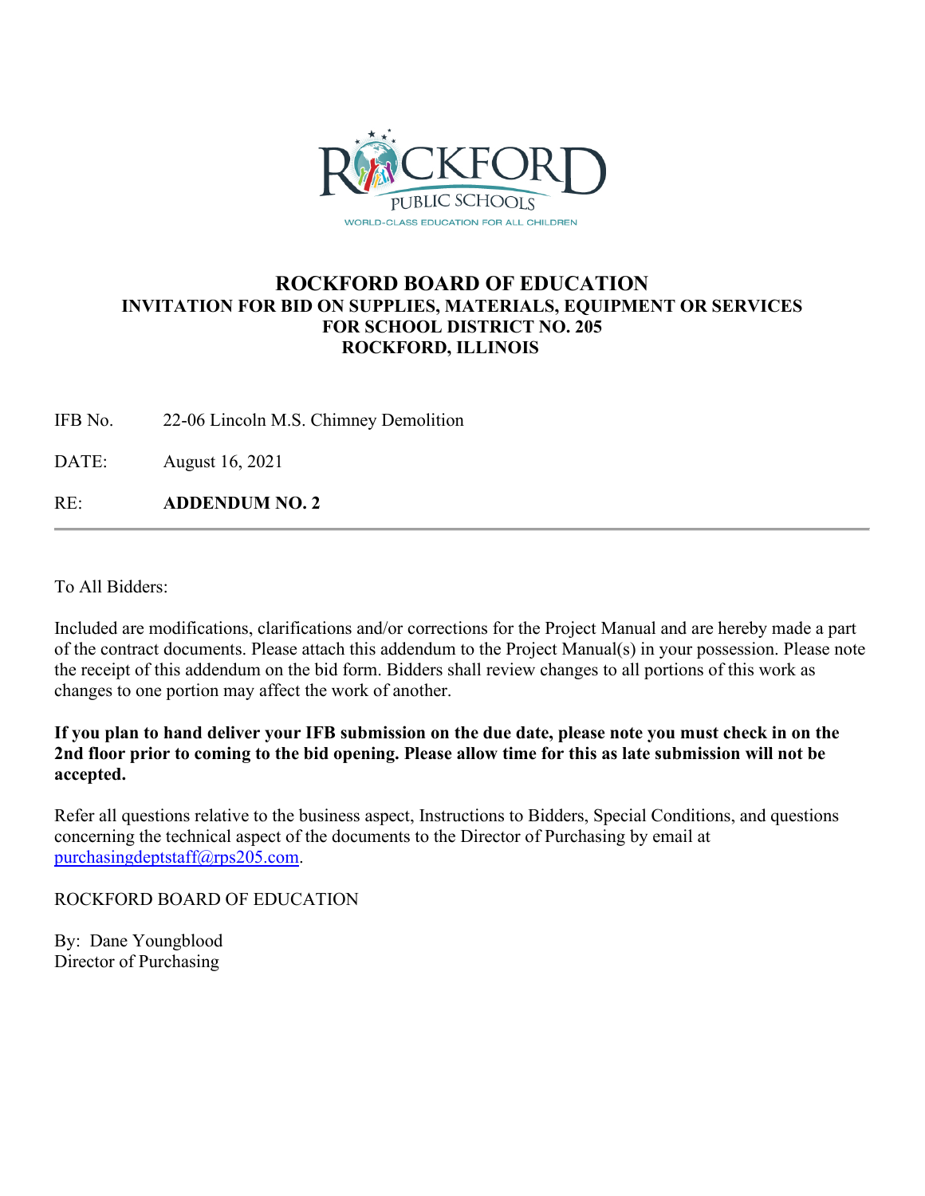# ROCKFORD BOARD OF EDUCATION

## INVITATION FOR BID ON SUPPLIES, MATERIALS, EQUIPMENT OR SERVICES FOR SCHOOL DISTRICT NO. 205 ROCKFORD, ILLINOIS

IFB No. 22-06 Lincoln M.S. Chimney Demolition

DATE: August 16, 2021

RE: **ADDENDUM NO. 2**

---

To All Bidders:

Included are modifications, clarifications and/or corrections for the Project Manual and are hereby made a part of the contract documents. Please attach this addendum to the Project Manual(s) in your possession. Please note the receipt of this addendum on the bid form. Bidders shall review changes to all portions of this work as changes to one portion may affect the work of another.

**If you plan to hand deliver your IFB submission on the due date, please note you must check in on the 2nd floor prior to coming to the bid opening. Please allow time for this as late submission will not be accepted.**

Refer all questions relative to the business aspect, Instructions to Bidders, Special Conditions, and questions concerning the technical aspect of the documents to the Director of Purchasing by email at purchasingdeptstaff@rps205.com.

ROCKFORD BOARD OF EDUCATION

By: Dane Youngblood
Director of Purchasing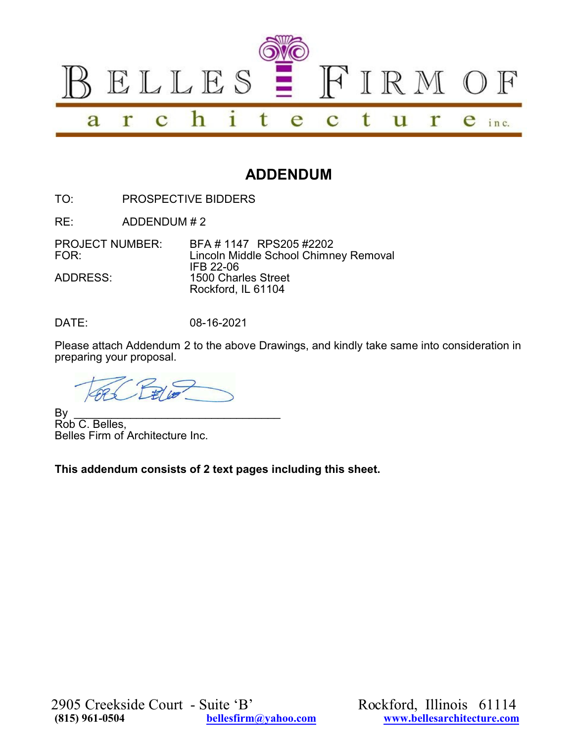BELLES FIRM OF architecture inc.

# ADDENDUM

TO: PROSPECTIVE BIDDERS

RE: ADDENDUM # 2

PROJECT NUMBER: BFA # 1147 RPS205 #2202
FOR: Lincoln Middle School Chimney Removal
IFB 22-06
ADDRESS: 1500 Charles Street
Rockford, IL 61104

DATE: 08-16-2021

Please attach Addendum 2 to the above Drawings, and kindly take same into consideration in preparing your proposal.

By ________________________________
Rob C. Belles,
Belles Firm of Architecture Inc.

**This addendum consists of 2 text pages including this sheet.**

2905 Creekside Court - Suite 'B' Rockford, Illinois 61114
**(815) 961-0504** **bellesfirm@yahoo.com** **www.bellesarchitecture.com**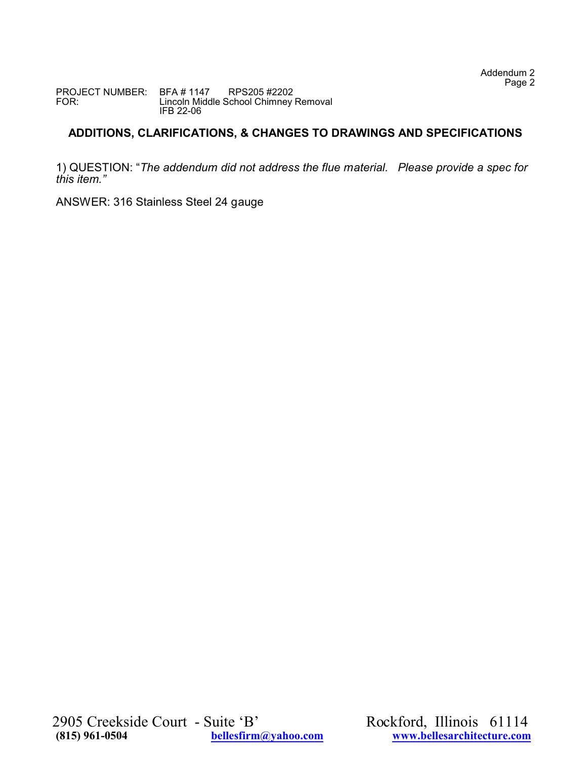PROJECT NUMBER: BFA # 1147 RPS205 #2202
FOR: Lincoln Middle School Chimney Removal
IFB 22-06

## ADDITIONS, CLARIFICATIONS, & CHANGES TO DRAWINGS AND SPECIFICATIONS

1) QUESTION: "*The addendum did not address the flue material. Please provide a spec for this item.*"

ANSWER: 316 Stainless Steel 24 gauge